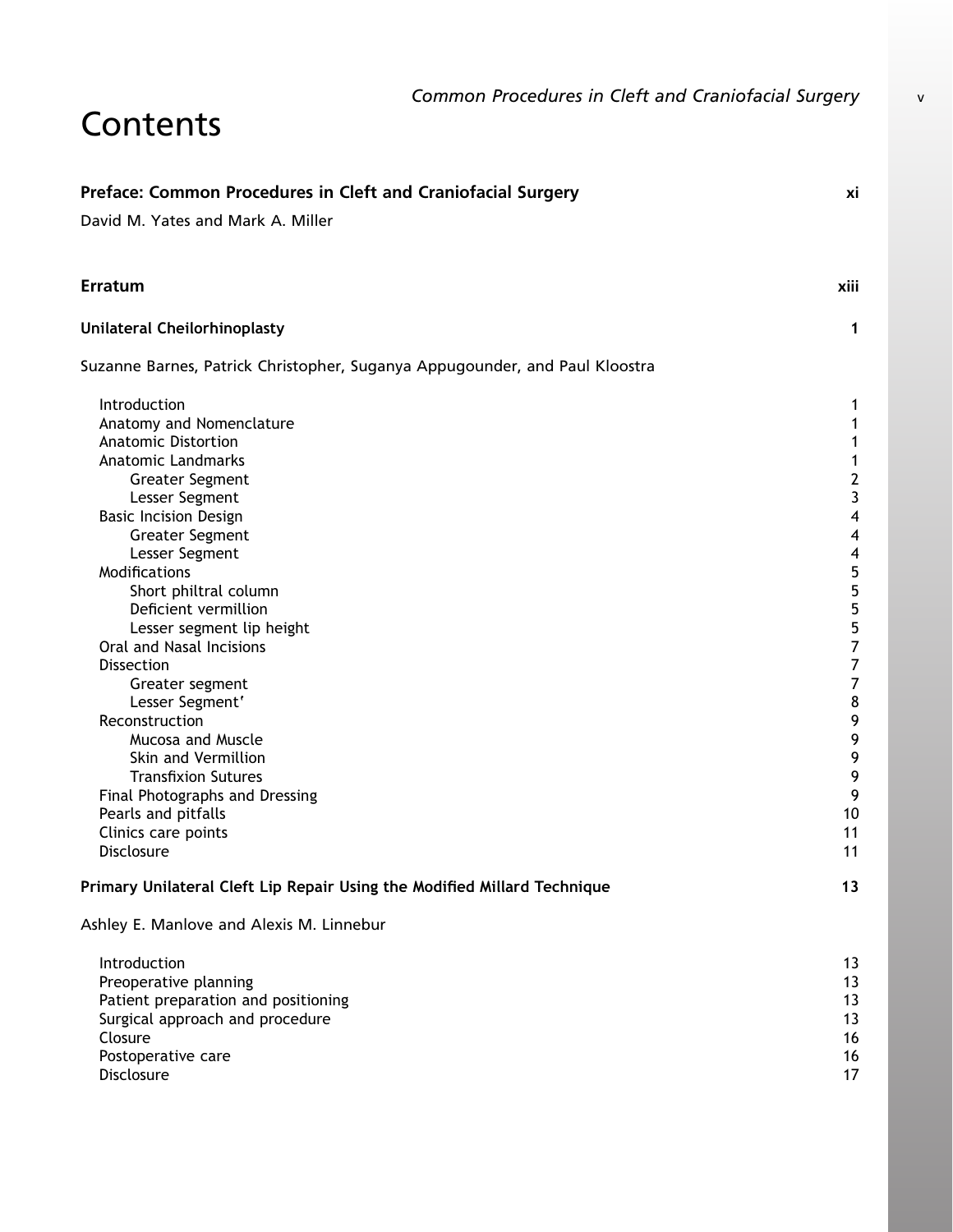# Contents

**Preface: Common Procedures in Cleft and Craniofacial Surgery** xi

David M. Yates and Mark A. Miller

**Erratum** xiii

**Unilateral Cheilorhinoplasty** 1

Suzanne Barnes, Patrick Christopher, Suganya Appugounder, and Paul Kloostra

- Introduction 1
- Anatomy and Nomenclature 1
- Anatomic Distortion 1
- Anatomic Landmarks 1
  - Greater Segment 2
  - Lesser Segment 3
- Basic Incision Design 4
  - Greater Segment 4
  - Lesser Segment 4
- Modifications 5
  - Short philtral column 5
  - Deficient vermillion 5
  - Lesser segment lip height 5
- Oral and Nasal Incisions 7
- Dissection 7
  - Greater segment 7
  - Lesser Segment' 8
- Reconstruction 9
  - Mucosa and Muscle 9
  - Skin and Vermillion 9
  - Transfixion Sutures 9
- Final Photographs and Dressing 9
- Pearls and pitfalls 10
- Clinics care points 11
- Disclosure 11

**Primary Unilateral Cleft Lip Repair Using the Modified Millard Technique** 13

Ashley E. Manlove and Alexis M. Linnebur

- Introduction 13
- Preoperative planning 13
- Patient preparation and positioning 13
- Surgical approach and procedure 13
- Closure 16
- Postoperative care 16
- Disclosure 17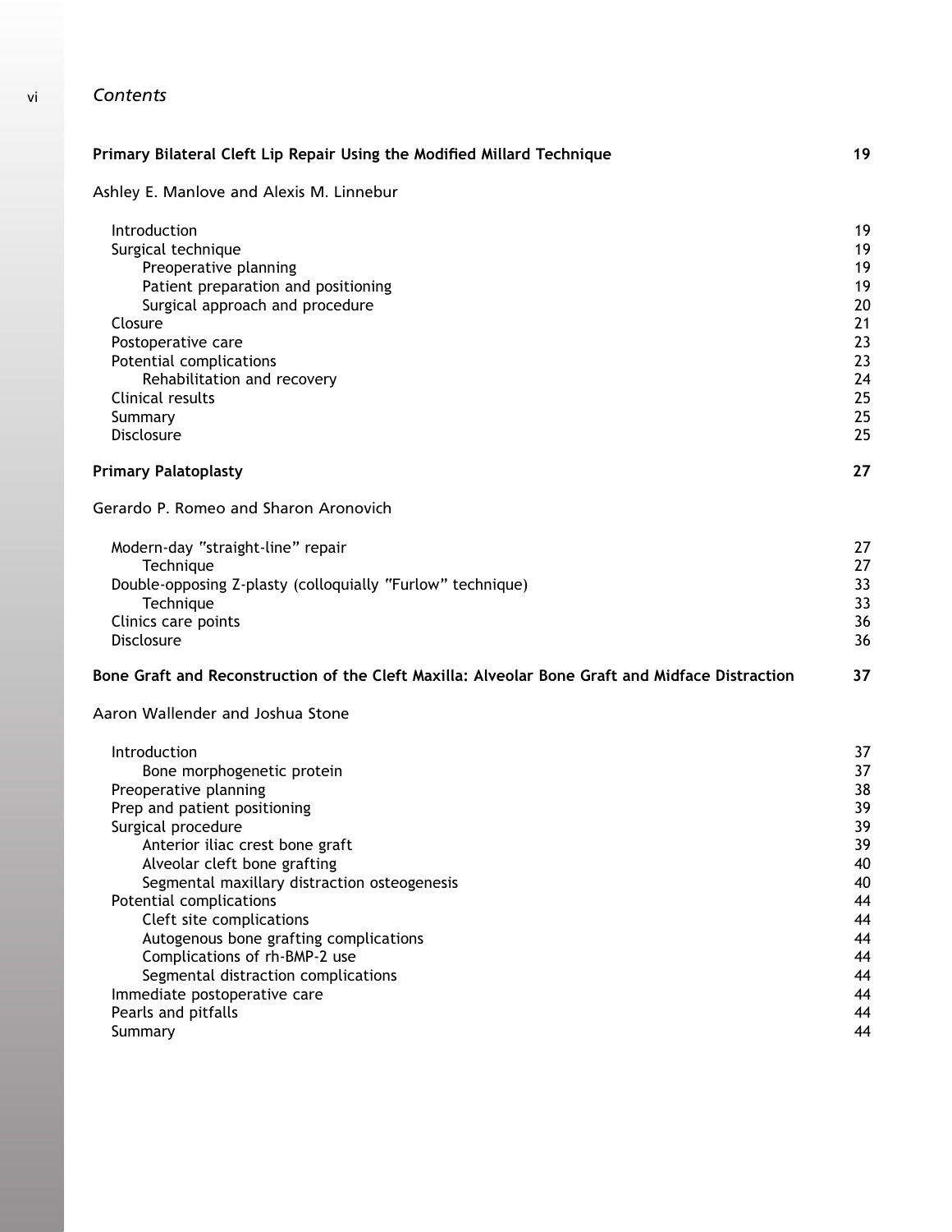# Contents

**Primary Bilateral Cleft Lip Repair Using the Modified Millard Technique** **19**

Ashley E. Manlove and Alexis M. Linnebur

- Introduction 19
- Surgical technique 19
  - Preoperative planning 19
  - Patient preparation and positioning 19
  - Surgical approach and procedure 20
- Closure 21
- Postoperative care 23
- Potential complications 23
  - Rehabilitation and recovery 24
- Clinical results 25
- Summary 25
- Disclosure 25

**Primary Palatoplasty** **27**

Gerardo P. Romeo and Sharon Aronovich

- Modern-day "straight-line" repair 27
  - Technique 27
- Double-opposing Z-plasty (colloquially "Furlow" technique) 33
  - Technique 33
- Clinics care points 36
- Disclosure 36

**Bone Graft and Reconstruction of the Cleft Maxilla: Alveolar Bone Graft and Midface Distraction** **37**

Aaron Wallender and Joshua Stone

- Introduction 37
  - Bone morphogenetic protein 37
- Preoperative planning 38
- Prep and patient positioning 39
- Surgical procedure 39
  - Anterior iliac crest bone graft 39
  - Alveolar cleft bone grafting 40
  - Segmental maxillary distraction osteogenesis 40
- Potential complications 44
  - Cleft site complications 44
  - Autogenous bone grafting complications 44
  - Complications of rh-BMP-2 use 44
  - Segmental distraction complications 44
- Immediate postoperative care 44
- Pearls and pitfalls 44
- Summary 44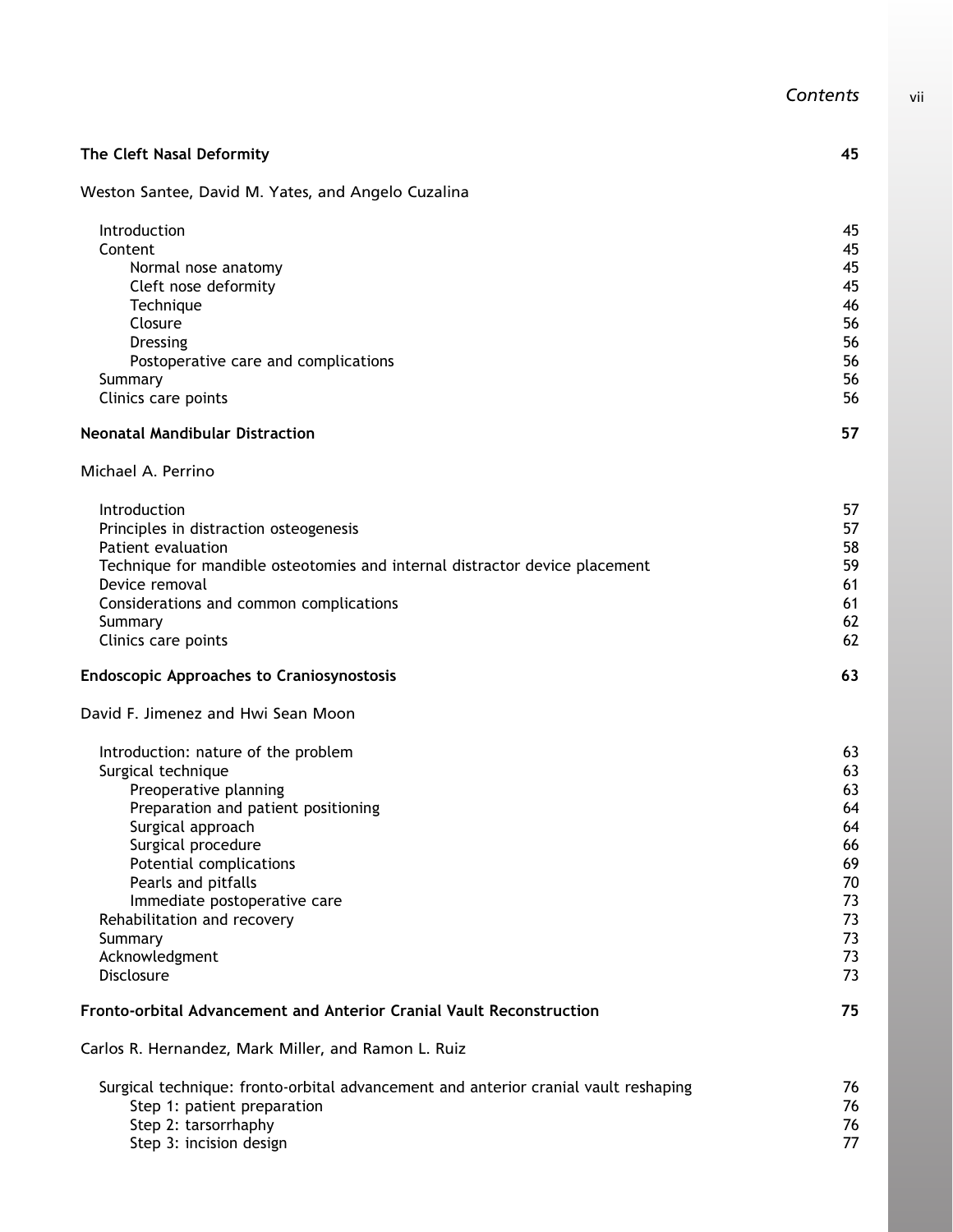## The Cleft Nasal Deformity — 45

Weston Santee, David M. Yates, and Angelo Cuzalina

- Introduction — 45
- Content — 45
  - Normal nose anatomy — 45
  - Cleft nose deformity — 45
  - Technique — 46
  - Closure — 56
  - Dressing — 56
  - Postoperative care and complications — 56
- Summary — 56
- Clinics care points — 56

## Neonatal Mandibular Distraction — 57

Michael A. Perrino

- Introduction — 57
- Principles in distraction osteogenesis — 57
- Patient evaluation — 58
- Technique for mandible osteotomies and internal distractor device placement — 59
- Device removal — 61
- Considerations and common complications — 61
- Summary — 62
- Clinics care points — 62

## Endoscopic Approaches to Craniosynostosis — 63

David F. Jimenez and Hwi Sean Moon

- Introduction: nature of the problem — 63
- Surgical technique — 63
  - Preoperative planning — 63
  - Preparation and patient positioning — 64
  - Surgical approach — 64
  - Surgical procedure — 66
  - Potential complications — 69
  - Pearls and pitfalls — 70
  - Immediate postoperative care — 73
- Rehabilitation and recovery — 73
- Summary — 73
- Acknowledgment — 73
- Disclosure — 73

## Fronto-orbital Advancement and Anterior Cranial Vault Reconstruction — 75

Carlos R. Hernandez, Mark Miller, and Ramon L. Ruiz

- Surgical technique: fronto-orbital advancement and anterior cranial vault reshaping — 76
  - Step 1: patient preparation — 76
  - Step 2: tarsorrhaphy — 76
  - Step 3: incision design — 77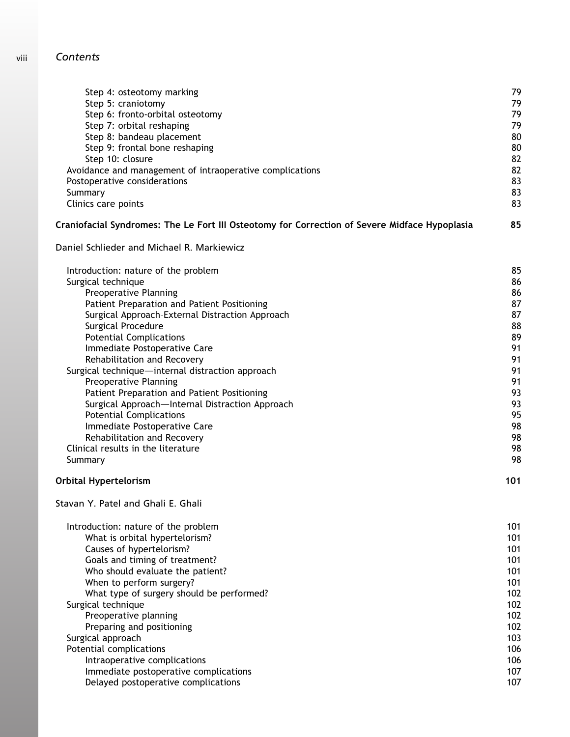| | |
|---|---|
| Step 4: osteotomy marking | 79 |
| Step 5: craniotomy | 79 |
| Step 6: fronto-orbital osteotomy | 79 |
| Step 7: orbital reshaping | 79 |
| Step 8: bandeau placement | 80 |
| Step 9: frontal bone reshaping | 80 |
| Step 10: closure | 82 |
| Avoidance and management of intraoperative complications | 82 |
| Postoperative considerations | 83 |
| Summary | 83 |
| Clinics care points | 83 |

**Craniofacial Syndromes: The Le Fort III Osteotomy for Correction of Severe Midface Hypoplasia** **85**

Daniel Schlieder and Michael R. Markiewicz

| | |
|---|---|
| Introduction: nature of the problem | 85 |
| Surgical technique | 86 |
| Preoperative Planning | 86 |
| Patient Preparation and Patient Positioning | 87 |
| Surgical Approach–External Distraction Approach | 87 |
| Surgical Procedure | 88 |
| Potential Complications | 89 |
| Immediate Postoperative Care | 91 |
| Rehabilitation and Recovery | 91 |
| Surgical technique—internal distraction approach | 91 |
| Preoperative Planning | 91 |
| Patient Preparation and Patient Positioning | 93 |
| Surgical Approach—Internal Distraction Approach | 93 |
| Potential Complications | 95 |
| Immediate Postoperative Care | 98 |
| Rehabilitation and Recovery | 98 |
| Clinical results in the literature | 98 |
| Summary | 98 |

**Orbital Hypertelorism** **101**

Stavan Y. Patel and Ghali E. Ghali

| | |
|---|---|
| Introduction: nature of the problem | 101 |
| What is orbital hypertelorism? | 101 |
| Causes of hypertelorism? | 101 |
| Goals and timing of treatment? | 101 |
| Who should evaluate the patient? | 101 |
| When to perform surgery? | 101 |
| What type of surgery should be performed? | 102 |
| Surgical technique | 102 |
| Preoperative planning | 102 |
| Preparing and positioning | 102 |
| Surgical approach | 103 |
| Potential complications | 106 |
| Intraoperative complications | 106 |
| Immediate postoperative complications | 107 |
| Delayed postoperative complications | 107 |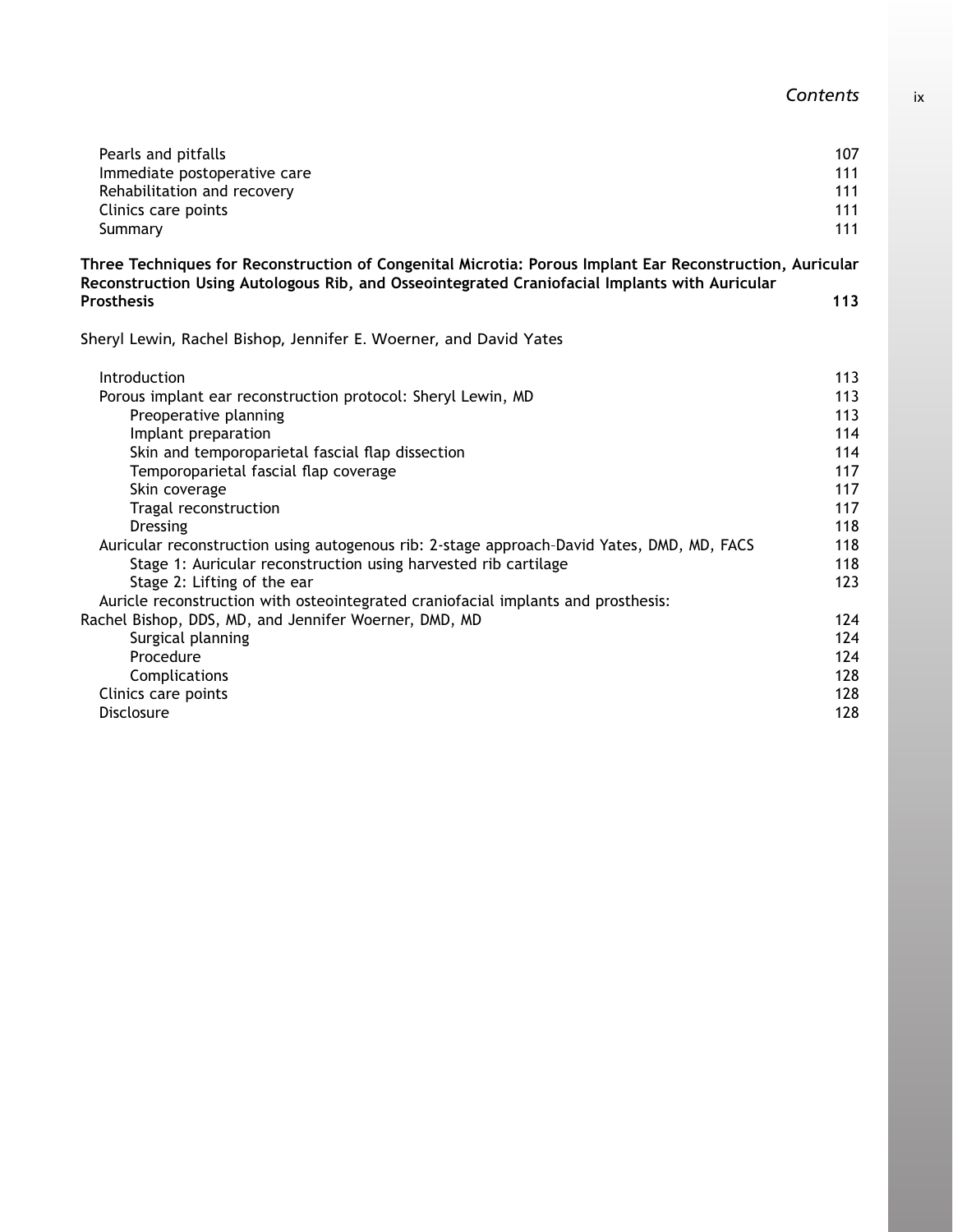Pearls and pitfalls 107
Immediate postoperative care 111
Rehabilitation and recovery 111
Clinics care points 111
Summary 111

**Three Techniques for Reconstruction of Congenital Microtia: Porous Implant Ear Reconstruction, Auricular Reconstruction Using Autologous Rib, and Osseointegrated Craniofacial Implants with Auricular Prosthesis** **113**

Sheryl Lewin, Rachel Bishop, Jennifer E. Woerner, and David Yates

Introduction 113
Porous implant ear reconstruction protocol: Sheryl Lewin, MD 113
    Preoperative planning 113
    Implant preparation 114
    Skin and temporoparietal fascial flap dissection 114
    Temporoparietal fascial flap coverage 117
    Skin coverage 117
    Tragal reconstruction 117
    Dressing 118
Auricular reconstruction using autogenous rib: 2-stage approach–David Yates, DMD, MD, FACS 118
    Stage 1: Auricular reconstruction using harvested rib cartilage 118
    Stage 2: Lifting of the ear 123
Auricle reconstruction with osteointegrated craniofacial implants and prosthesis: Rachel Bishop, DDS, MD, and Jennifer Woerner, DMD, MD 124
    Surgical planning 124
    Procedure 124
    Complications 128
Clinics care points 128
Disclosure 128